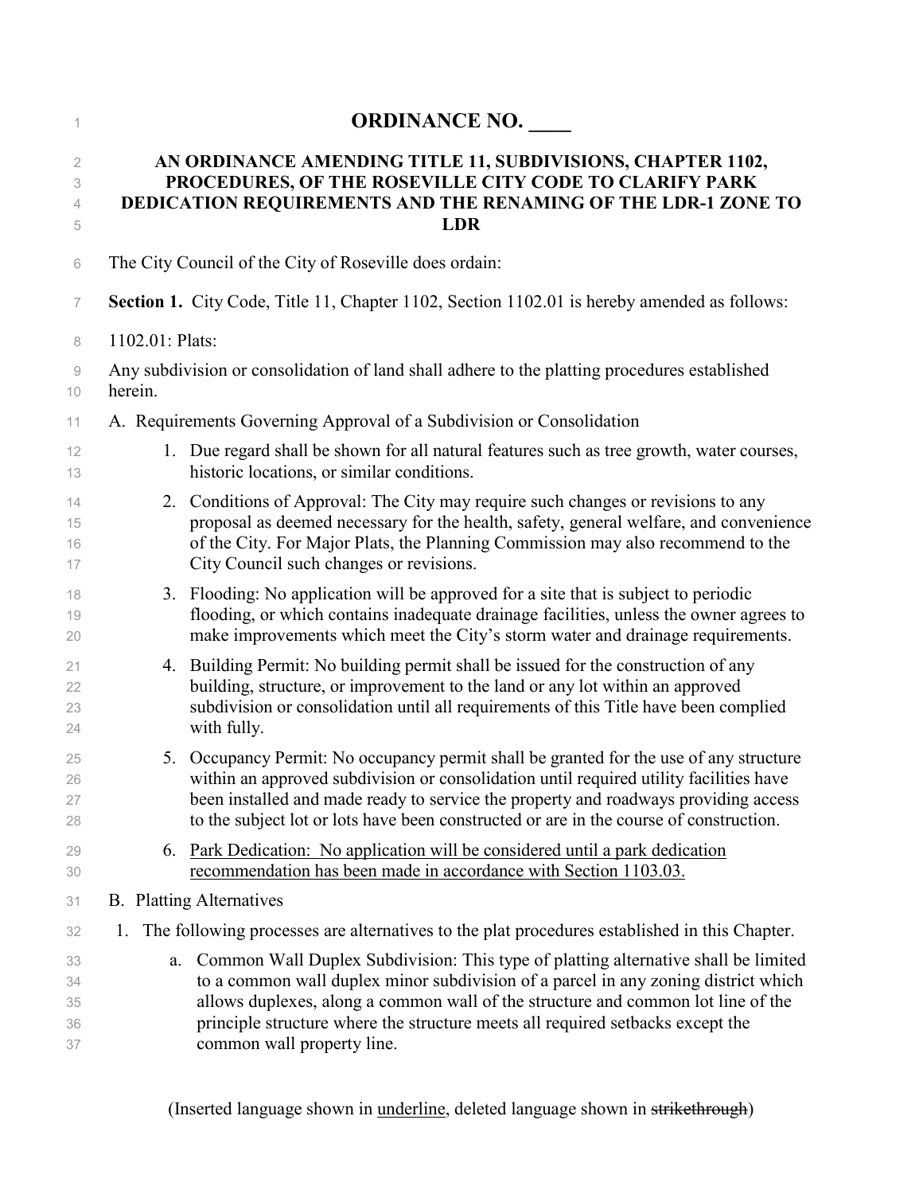# ORDINANCE NO. ____

## AN ORDINANCE AMENDING TITLE 11, SUBDIVISIONS, CHAPTER 1102, PROCEDURES, OF THE ROSEVILLE CITY CODE TO CLARIFY PARK DEDICATION REQUIREMENTS AND THE RENAMING OF THE LDR-1 ZONE TO LDR

The City Council of the City of Roseville does ordain:

**Section 1.** City Code, Title 11, Chapter 1102, Section 1102.01 is hereby amended as follows:

1102.01: Plats:

Any subdivision or consolidation of land shall adhere to the platting procedures established herein.

A. Requirements Governing Approval of a Subdivision or Consolidation

1. Due regard shall be shown for all natural features such as tree growth, water courses, historic locations, or similar conditions.
2. Conditions of Approval: The City may require such changes or revisions to any proposal as deemed necessary for the health, safety, general welfare, and convenience of the City. For Major Plats, the Planning Commission may also recommend to the City Council such changes or revisions.
3. Flooding: No application will be approved for a site that is subject to periodic flooding, or which contains inadequate drainage facilities, unless the owner agrees to make improvements which meet the City's storm water and drainage requirements.
4. Building Permit: No building permit shall be issued for the construction of any building, structure, or improvement to the land or any lot within an approved subdivision or consolidation until all requirements of this Title have been complied with fully.
5. Occupancy Permit: No occupancy permit shall be granted for the use of any structure within an approved subdivision or consolidation until required utility facilities have been installed and made ready to service the property and roadways providing access to the subject lot or lots have been constructed or are in the course of construction.
6. <u>Park Dedication: No application will be considered until a park dedication recommendation has been made in accordance with Section 1103.03.</u>

B. Platting Alternatives

1. The following processes are alternatives to the plat procedures established in this Chapter.
   a. Common Wall Duplex Subdivision: This type of platting alternative shall be limited to a common wall duplex minor subdivision of a parcel in any zoning district which allows duplexes, along a common wall of the structure and common lot line of the principle structure where the structure meets all required setbacks except the common wall property line.

(Inserted language shown in <u>underline</u>, deleted language shown in ~~strikethrough~~)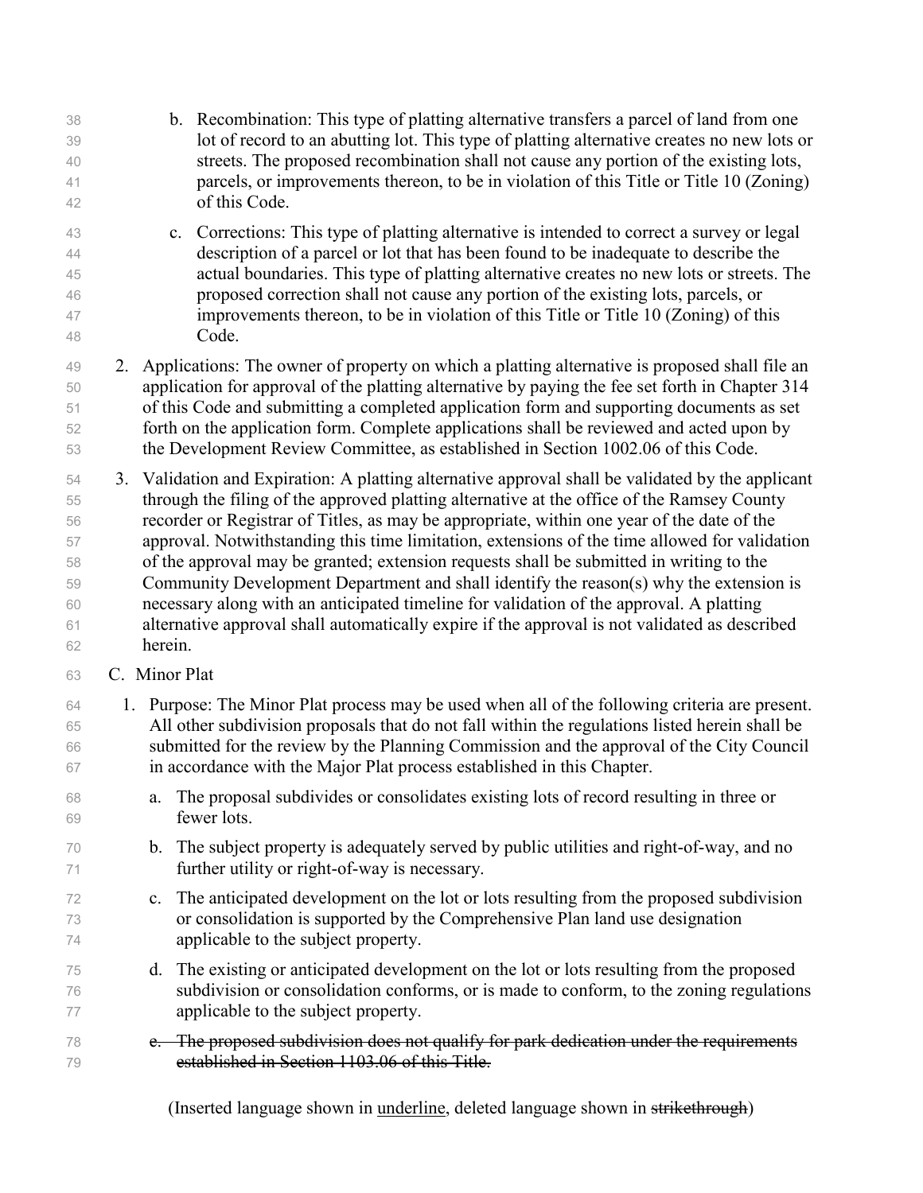b. Recombination: This type of platting alternative transfers a parcel of land from one lot of record to an abutting lot. This type of platting alternative creates no new lots or streets. The proposed recombination shall not cause any portion of the existing lots, parcels, or improvements thereon, to be in violation of this Title or Title 10 (Zoning) of this Code.

c. Corrections: This type of platting alternative is intended to correct a survey or legal description of a parcel or lot that has been found to be inadequate to describe the actual boundaries. This type of platting alternative creates no new lots or streets. The proposed correction shall not cause any portion of the existing lots, parcels, or improvements thereon, to be in violation of this Title or Title 10 (Zoning) of this Code.

2. Applications: The owner of property on which a platting alternative is proposed shall file an application for approval of the platting alternative by paying the fee set forth in Chapter 314 of this Code and submitting a completed application form and supporting documents as set forth on the application form. Complete applications shall be reviewed and acted upon by the Development Review Committee, as established in Section 1002.06 of this Code.

3. Validation and Expiration: A platting alternative approval shall be validated by the applicant through the filing of the approved platting alternative at the office of the Ramsey County recorder or Registrar of Titles, as may be appropriate, within one year of the date of the approval. Notwithstanding this time limitation, extensions of the time allowed for validation of the approval may be granted; extension requests shall be submitted in writing to the Community Development Department and shall identify the reason(s) why the extension is necessary along with an anticipated timeline for validation of the approval. A platting alternative approval shall automatically expire if the approval is not validated as described herein.

C. Minor Plat

1. Purpose: The Minor Plat process may be used when all of the following criteria are present. All other subdivision proposals that do not fall within the regulations listed herein shall be submitted for the review by the Planning Commission and the approval of the City Council in accordance with the Major Plat process established in this Chapter.

   a. The proposal subdivides or consolidates existing lots of record resulting in three or fewer lots.

   b. The subject property is adequately served by public utilities and right-of-way, and no further utility or right-of-way is necessary.

   c. The anticipated development on the lot or lots resulting from the proposed subdivision or consolidation is supported by the Comprehensive Plan land use designation applicable to the subject property.

   d. The existing or anticipated development on the lot or lots resulting from the proposed subdivision or consolidation conforms, or is made to conform, to the zoning regulations applicable to the subject property.

   ~~e. The proposed subdivision does not qualify for park dedication under the requirements established in Section 1103.06 of this Title.~~

(Inserted language shown in <u>underline</u>, deleted language shown in ~~strikethrough~~)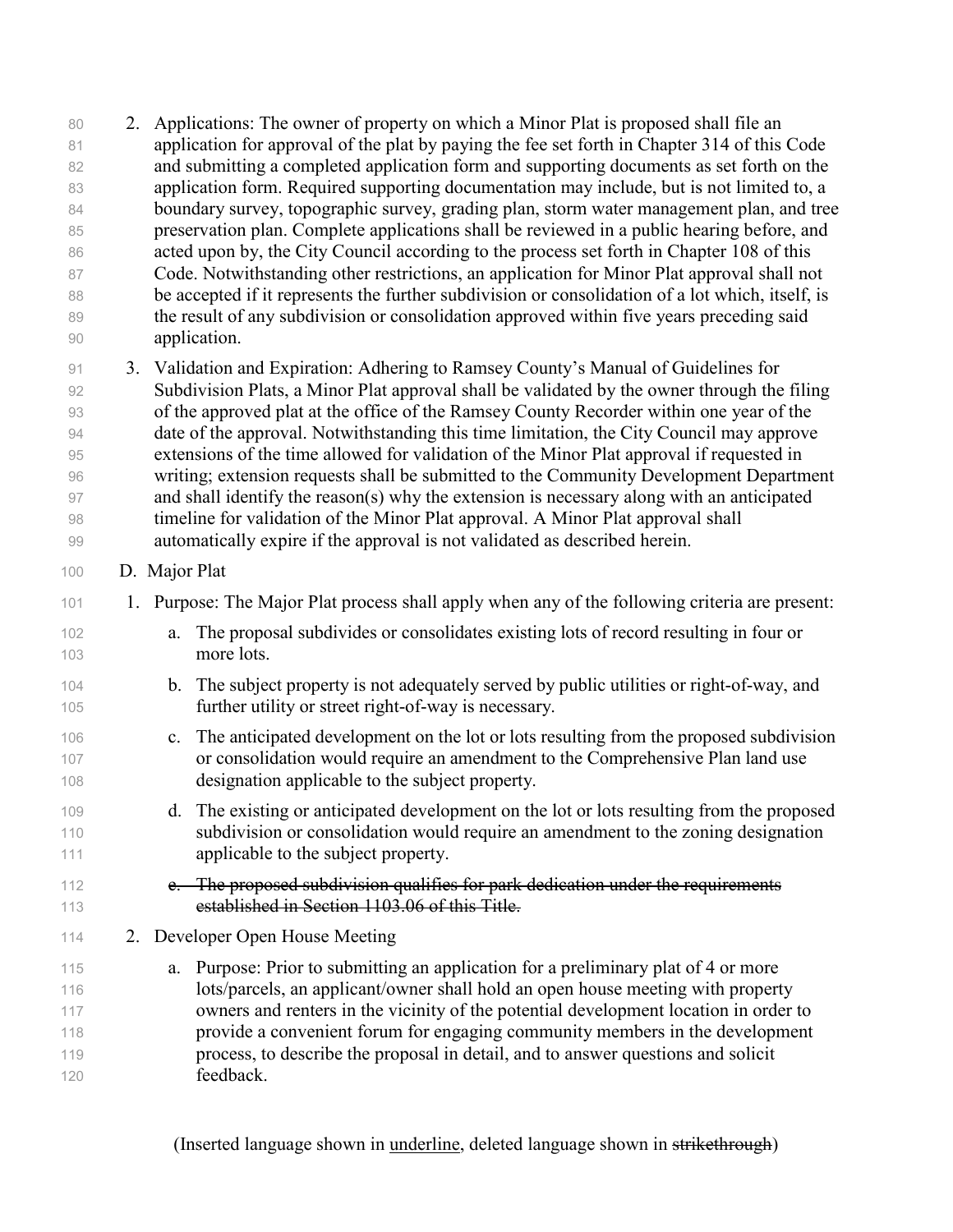2. Applications: The owner of property on which a Minor Plat is proposed shall file an application for approval of the plat by paying the fee set forth in Chapter 314 of this Code and submitting a completed application form and supporting documents as set forth on the application form. Required supporting documentation may include, but is not limited to, a boundary survey, topographic survey, grading plan, storm water management plan, and tree preservation plan. Complete applications shall be reviewed in a public hearing before, and acted upon by, the City Council according to the process set forth in Chapter 108 of this Code. Notwithstanding other restrictions, an application for Minor Plat approval shall not be accepted if it represents the further subdivision or consolidation of a lot which, itself, is the result of any subdivision or consolidation approved within five years preceding said application.

3. Validation and Expiration: Adhering to Ramsey County's Manual of Guidelines for Subdivision Plats, a Minor Plat approval shall be validated by the owner through the filing of the approved plat at the office of the Ramsey County Recorder within one year of the date of the approval. Notwithstanding this time limitation, the City Council may approve extensions of the time allowed for validation of the Minor Plat approval if requested in writing; extension requests shall be submitted to the Community Development Department and shall identify the reason(s) why the extension is necessary along with an anticipated timeline for validation of the Minor Plat approval. A Minor Plat approval shall automatically expire if the approval is not validated as described herein.

D. Major Plat

1. Purpose: The Major Plat process shall apply when any of the following criteria are present:

   a. The proposal subdivides or consolidates existing lots of record resulting in four or more lots.

   b. The subject property is not adequately served by public utilities or right-of-way, and further utility or street right-of-way is necessary.

   c. The anticipated development on the lot or lots resulting from the proposed subdivision or consolidation would require an amendment to the Comprehensive Plan land use designation applicable to the subject property.

   d. The existing or anticipated development on the lot or lots resulting from the proposed subdivision or consolidation would require an amendment to the zoning designation applicable to the subject property.

   ~~e. The proposed subdivision qualifies for park dedication under the requirements established in Section 1103.06 of this Title.~~

2. Developer Open House Meeting

   a. Purpose: Prior to submitting an application for a preliminary plat of 4 or more lots/parcels, an applicant/owner shall hold an open house meeting with property owners and renters in the vicinity of the potential development location in order to provide a convenient forum for engaging community members in the development process, to describe the proposal in detail, and to answer questions and solicit feedback.

(Inserted language shown in <u>underline</u>, deleted language shown in ~~strikethrough~~)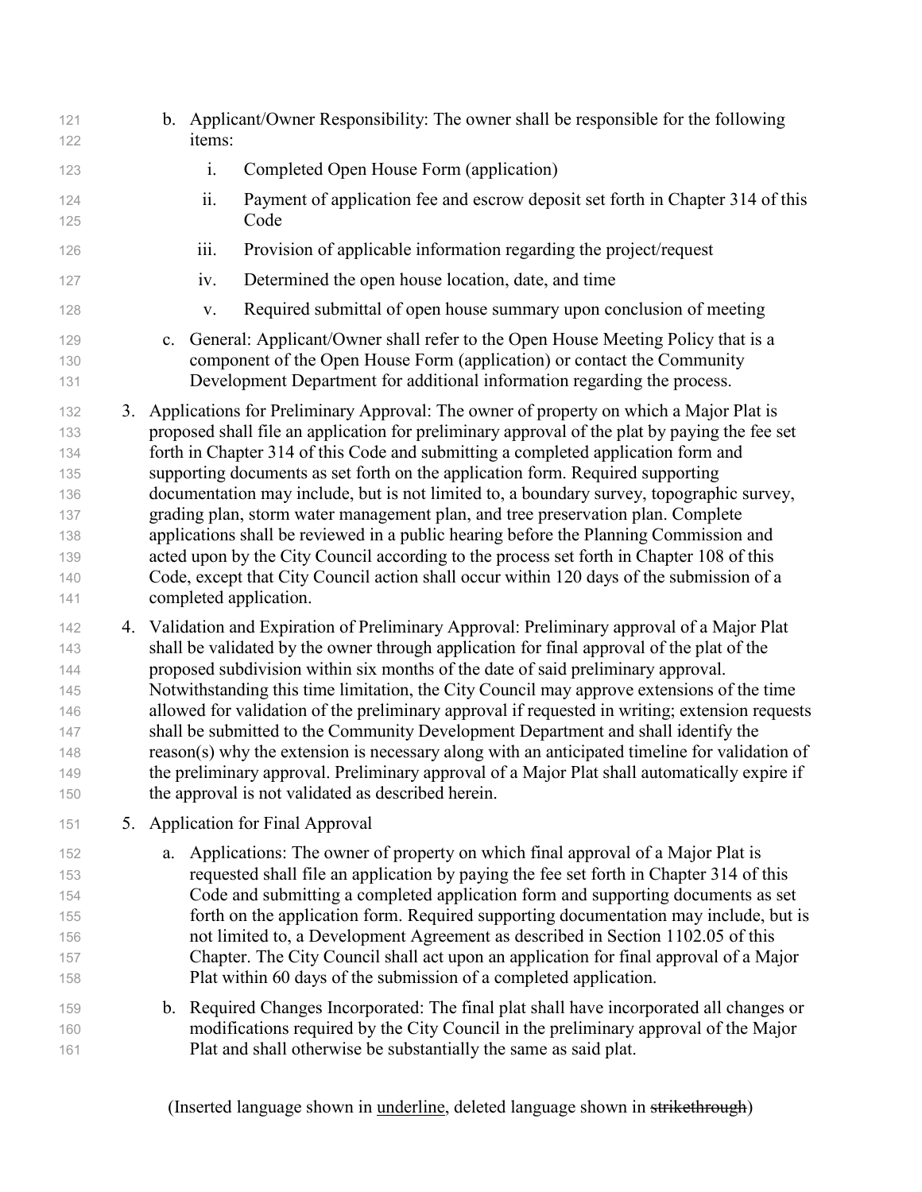b. Applicant/Owner Responsibility: The owner shall be responsible for the following items:

   i. Completed Open House Form (application)

   ii. Payment of application fee and escrow deposit set forth in Chapter 314 of this Code

   iii. Provision of applicable information regarding the project/request

   iv. Determined the open house location, date, and time

   v. Required submittal of open house summary upon conclusion of meeting

c. General: Applicant/Owner shall refer to the Open House Meeting Policy that is a component of the Open House Form (application) or contact the Community Development Department for additional information regarding the process.

3. Applications for Preliminary Approval: The owner of property on which a Major Plat is proposed shall file an application for preliminary approval of the plat by paying the fee set forth in Chapter 314 of this Code and submitting a completed application form and supporting documents as set forth on the application form. Required supporting documentation may include, but is not limited to, a boundary survey, topographic survey, grading plan, storm water management plan, and tree preservation plan. Complete applications shall be reviewed in a public hearing before the Planning Commission and acted upon by the City Council according to the process set forth in Chapter 108 of this Code, except that City Council action shall occur within 120 days of the submission of a completed application.

4. Validation and Expiration of Preliminary Approval: Preliminary approval of a Major Plat shall be validated by the owner through application for final approval of the plat of the proposed subdivision within six months of the date of said preliminary approval. Notwithstanding this time limitation, the City Council may approve extensions of the time allowed for validation of the preliminary approval if requested in writing; extension requests shall be submitted to the Community Development Department and shall identify the reason(s) why the extension is necessary along with an anticipated timeline for validation of the preliminary approval. Preliminary approval of a Major Plat shall automatically expire if the approval is not validated as described herein.

5. Application for Final Approval

   a. Applications: The owner of property on which final approval of a Major Plat is requested shall file an application by paying the fee set forth in Chapter 314 of this Code and submitting a completed application form and supporting documents as set forth on the application form. Required supporting documentation may include, but is not limited to, a Development Agreement as described in Section 1102.05 of this Chapter. The City Council shall act upon an application for final approval of a Major Plat within 60 days of the submission of a completed application.

   b. Required Changes Incorporated: The final plat shall have incorporated all changes or modifications required by the City Council in the preliminary approval of the Major Plat and shall otherwise be substantially the same as said plat.

(Inserted language shown in underline, deleted language shown in ~~strikethrough~~)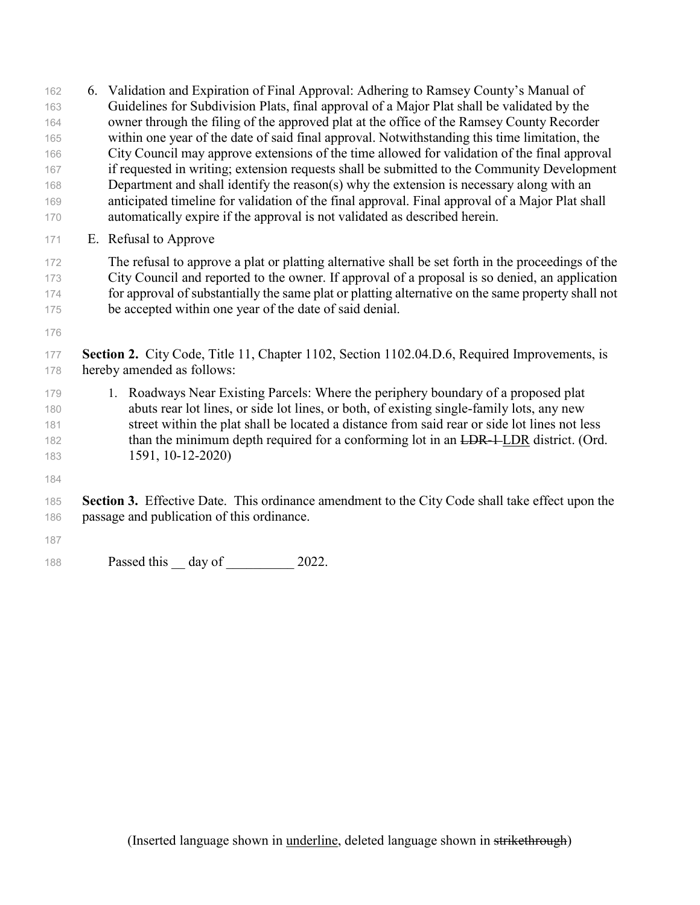6. Validation and Expiration of Final Approval: Adhering to Ramsey County's Manual of Guidelines for Subdivision Plats, final approval of a Major Plat shall be validated by the owner through the filing of the approved plat at the office of the Ramsey County Recorder within one year of the date of said final approval. Notwithstanding this time limitation, the City Council may approve extensions of the time allowed for validation of the final approval if requested in writing; extension requests shall be submitted to the Community Development Department and shall identify the reason(s) why the extension is necessary along with an anticipated timeline for validation of the final approval. Final approval of a Major Plat shall automatically expire if the approval is not validated as described herein.

E. Refusal to Approve

The refusal to approve a plat or platting alternative shall be set forth in the proceedings of the City Council and reported to the owner. If approval of a proposal is so denied, an application for approval of substantially the same plat or platting alternative on the same property shall not be accepted within one year of the date of said denial.

**Section 2.** City Code, Title 11, Chapter 1102, Section 1102.04.D.6, Required Improvements, is hereby amended as follows:

1. Roadways Near Existing Parcels: Where the periphery boundary of a proposed plat abuts rear lot lines, or side lot lines, or both, of existing single-family lots, any new street within the plat shall be located a distance from said rear or side lot lines not less than the minimum depth required for a conforming lot in an ~~LDR-1~~ <u>LDR</u> district. (Ord. 1591, 10-12-2020)

**Section 3.** Effective Date. This ordinance amendment to the City Code shall take effect upon the passage and publication of this ordinance.

Passed this __ day of __________ 2022.

(Inserted language shown in <u>underline</u>, deleted language shown in ~~strikethrough~~)